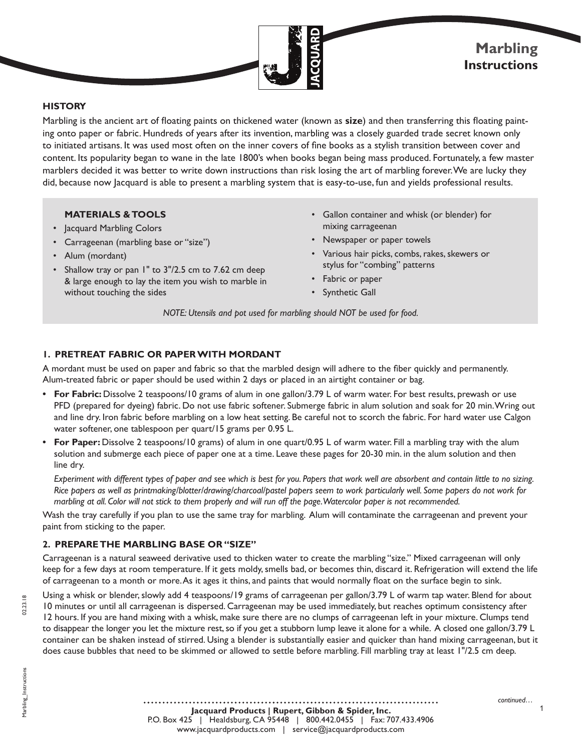# Marbling Instructions

## HISTORY

Marbling is the ancient art of floating paints on thickened water (known as **size**) and then transferring this floating painting onto paper or fabric. Hundreds of years after its invention, marbling was a closely guarded trade secret known only to initiated artisans. It was used most often on the inner covers of fine books as a stylish transition between cover and content. Its popularity began to wane in the late 1800's when books began being mass produced. Fortunately, a few master marblers decided it was better to write down instructions than risk losing the art of marbling forever. We are lucky they did, because now Jacquard is able to present a marbling system that is easy-to-use, fun and yields professional results.

### MATERIALS & TOOLS

- Jacquard Marbling Colors
- Carrageenan (marbling base or "size")
- Alum (mordant)
- Shallow tray or pan 1" to 3"/2.5 cm to 7.62 cm deep & large enough to lay the item you wish to marble in without touching the sides
- Gallon container and whisk (or blender) for mixing carrageenan
- Newspaper or paper towels
- Various hair picks, combs, rakes, skewers or stylus for "combing" patterns
- Fabric or paper
- Synthetic Gall

*NOTE: Utensils and pot used for marbling should NOT be used for food.*

## 1. PRETREAT FABRIC OR PAPER WITH MORDANT

A mordant must be used on paper and fabric so that the marbled design will adhere to the fiber quickly and permanently. Alum-treated fabric or paper should be used within 2 days or placed in an airtight container or bag.

- **For Fabric:** Dissolve 2 teaspoons/10 grams of alum in one gallon/3.79 L of warm water. For best results, prewash or use PFD (prepared for dyeing) fabric. Do not use fabric softener. Submerge fabric in alum solution and soak for 20 min. Wring out and line dry. Iron fabric before marbling on a low heat setting. Be careful not to scorch the fabric. For hard water use Calgon water softener, one tablespoon per quart/15 grams per 0.95 L.
- **For Paper:** Dissolve 2 teaspoons/10 grams) of alum in one quart/0.95 L of warm water. Fill a marbling tray with the alum solution and submerge each piece of paper one at a time. Leave these pages for 20-30 min. in the alum solution and then line dry.

  *Experiment with different types of paper and see which is best for you. Papers that work well are absorbent and contain little to no sizing. Rice papers as well as printmaking/blotter/drawing/charcoal/pastel papers seem to work particularly well. Some papers do not work for marbling at all. Color will not stick to them properly and will run off the page. Watercolor paper is not recommended.*

Wash the tray carefully if you plan to use the same tray for marbling. Alum will contaminate the carrageenan and prevent your paint from sticking to the paper.

## 2. PREPARE THE MARBLING BASE OR "SIZE"

Carrageenan is a natural seaweed derivative used to thicken water to create the marbling "size." Mixed carrageenan will only keep for a few days at room temperature. If it gets moldy, smells bad, or becomes thin, discard it. Refrigeration will extend the life of carrageenan to a month or more. As it ages it thins, and paints that would normally float on the surface begin to sink.

Using a whisk or blender, slowly add 4 teaspoons/19 grams of carrageenan per gallon/3.79 L of warm tap water. Blend for about 10 minutes or until all carrageenan is dispersed. Carrageenan may be used immediately, but reaches optimum consistency after 12 hours. If you are hand mixing with a whisk, make sure there are no clumps of carrageenan left in your mixture. Clumps tend to disappear the longer you let the mixture rest, so if you get a stubborn lump leave it alone for a while. A closed one gallon/3.79 L container can be shaken instead of stirred. Using a blender is substantially easier and quicker than hand mixing carrageenan, but it does cause bubbles that need to be skimmed or allowed to settle before marbling. Fill marbling tray at least 1"/2.5 cm deep.

*continued…*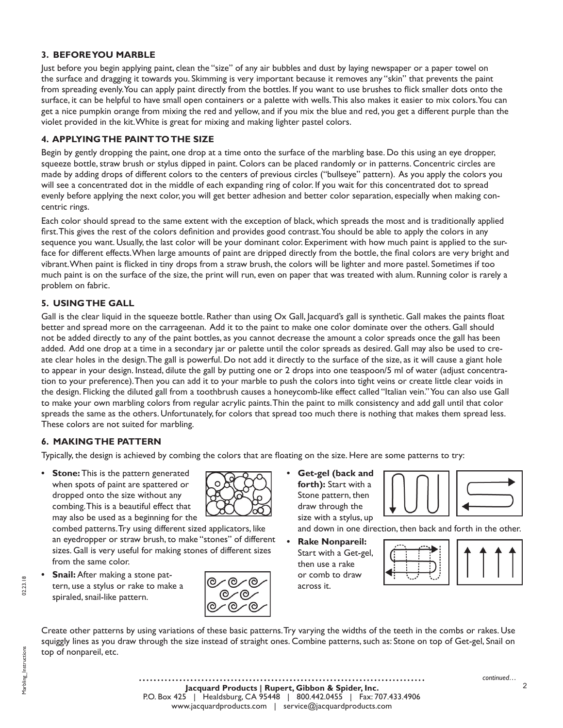### 3. BEFORE YOU MARBLE

Just before you begin applying paint, clean the "size" of any air bubbles and dust by laying newspaper or a paper towel on the surface and dragging it towards you. Skimming is very important because it removes any "skin" that prevents the paint from spreading evenly. You can apply paint directly from the bottles. If you want to use brushes to flick smaller dots onto the surface, it can be helpful to have small open containers or a palette with wells. This also makes it easier to mix colors. You can get a nice pumpkin orange from mixing the red and yellow, and if you mix the blue and red, you get a different purple than the violet provided in the kit. White is great for mixing and making lighter pastel colors.

### 4. APPLYING THE PAINT TO THE SIZE

Begin by gently dropping the paint, one drop at a time onto the surface of the marbling base. Do this using an eye dropper, squeeze bottle, straw brush or stylus dipped in paint. Colors can be placed randomly or in patterns. Concentric circles are made by adding drops of different colors to the centers of previous circles ("bullseye" pattern). As you apply the colors you will see a concentrated dot in the middle of each expanding ring of color. If you wait for this concentrated dot to spread evenly before applying the next color, you will get better adhesion and better color separation, especially when making concentric rings.

Each color should spread to the same extent with the exception of black, which spreads the most and is traditionally applied first. This gives the rest of the colors definition and provides good contrast. You should be able to apply the colors in any sequence you want. Usually, the last color will be your dominant color. Experiment with how much paint is applied to the surface for different effects. When large amounts of paint are dripped directly from the bottle, the final colors are very bright and vibrant. When paint is flicked in tiny drops from a straw brush, the colors will be lighter and more pastel. Sometimes if too much paint is on the surface of the size, the print will run, even on paper that was treated with alum. Running color is rarely a problem on fabric.

### 5. USING THE GALL

Gall is the clear liquid in the squeeze bottle. Rather than using Ox Gall, Jacquard's gall is synthetic. Gall makes the paints float better and spread more on the carrageenan. Add it to the paint to make one color dominate over the others. Gall should not be added directly to any of the paint bottles, as you cannot decrease the amount a color spreads once the gall has been added. Add one drop at a time in a secondary jar or palette until the color spreads as desired. Gall may also be used to create clear holes in the design. The gall is powerful. Do not add it directly to the surface of the size, as it will cause a giant hole to appear in your design. Instead, dilute the gall by putting one or 2 drops into one teaspoon/5 ml of water (adjust concentration to your preference). Then you can add it to your marble to push the colors into tight veins or create little clear voids in the design. Flicking the diluted gall from a toothbrush causes a honeycomb-like effect called "Italian vein." You can also use Gall to make your own marbling colors from regular acrylic paints. Thin the paint to milk consistency and add gall until that color spreads the same as the others. Unfortunately, for colors that spread too much there is nothing that makes them spread less. These colors are not suited for marbling.

### 6. MAKING THE PATTERN

Typically, the design is achieved by combing the colors that are floating on the size. Here are some patterns to try:

- **Stone:** This is the pattern generated when spots of paint are spattered or dropped onto the size without any combing. This is a beautiful effect that may also be used as a beginning for the combed patterns. Try using different sized applicators, like an eyedropper or straw brush, to make "stones" of different sizes. Gall is very useful for making stones of different sizes from the same color.
- **Snail:** After making a stone pattern, use a stylus or rake to make a spiraled, snail-like pattern.
- **Get-gel (back and forth):** Start with a Stone pattern, then draw through the size with a stylus, up and down in one direction, then back and forth in the other.
- **Rake Nonpareil:** Start with a Get-gel, then use a rake or comb to draw across it.

Create other patterns by using variations of these basic patterns. Try varying the widths of the teeth in the combs or rakes. Use squiggly lines as you draw through the size instead of straight ones. Combine patterns, such as: Stone on top of Get-gel, Snail on top of nonpareil, etc.

*continued…*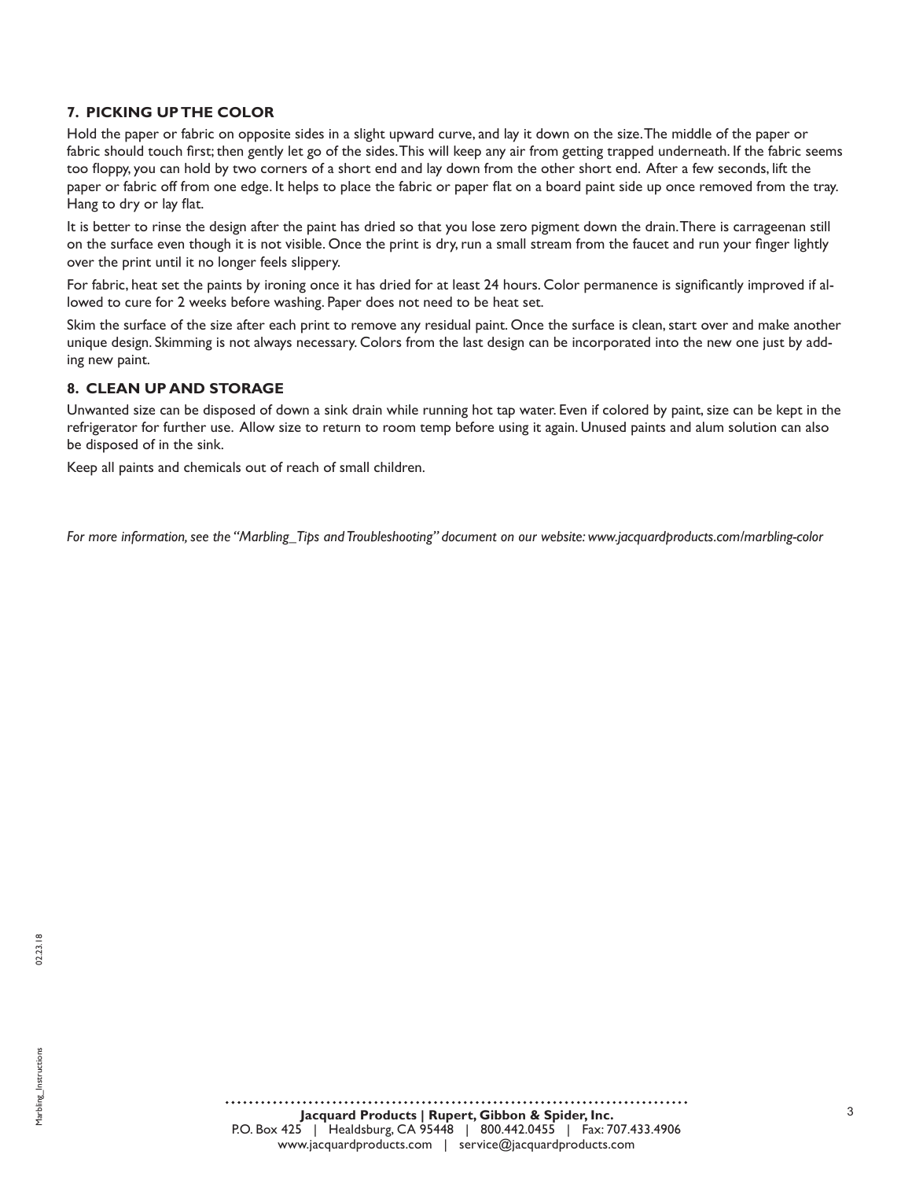## 7. PICKING UP THE COLOR

Hold the paper or fabric on opposite sides in a slight upward curve, and lay it down on the size. The middle of the paper or fabric should touch first; then gently let go of the sides. This will keep any air from getting trapped underneath. If the fabric seems too floppy, you can hold by two corners of a short end and lay down from the other short end. After a few seconds, lift the paper or fabric off from one edge. It helps to place the fabric or paper flat on a board paint side up once removed from the tray. Hang to dry or lay flat.

It is better to rinse the design after the paint has dried so that you lose zero pigment down the drain. There is carrageenan still on the surface even though it is not visible. Once the print is dry, run a small stream from the faucet and run your finger lightly over the print until it no longer feels slippery.

For fabric, heat set the paints by ironing once it has dried for at least 24 hours. Color permanence is significantly improved if allowed to cure for 2 weeks before washing. Paper does not need to be heat set.

Skim the surface of the size after each print to remove any residual paint. Once the surface is clean, start over and make another unique design. Skimming is not always necessary. Colors from the last design can be incorporated into the new one just by adding new paint.

## 8. CLEAN UP AND STORAGE

Unwanted size can be disposed of down a sink drain while running hot tap water. Even if colored by paint, size can be kept in the refrigerator for further use. Allow size to return to room temp before using it again. Unused paints and alum solution can also be disposed of in the sink.

Keep all paints and chemicals out of reach of small children.

*For more information, see the "Marbling_Tips and Troubleshooting" document on our website: www.jacquardproducts.com/marbling-color*

**Jacquard Products | Rupert, Gibbon & Spider, Inc.**
P.O. Box 425 | Healdsburg, CA 95448 | 800.442.0455 | Fax: 707.433.4906
www.jacquardproducts.com | service@jacquardproducts.com